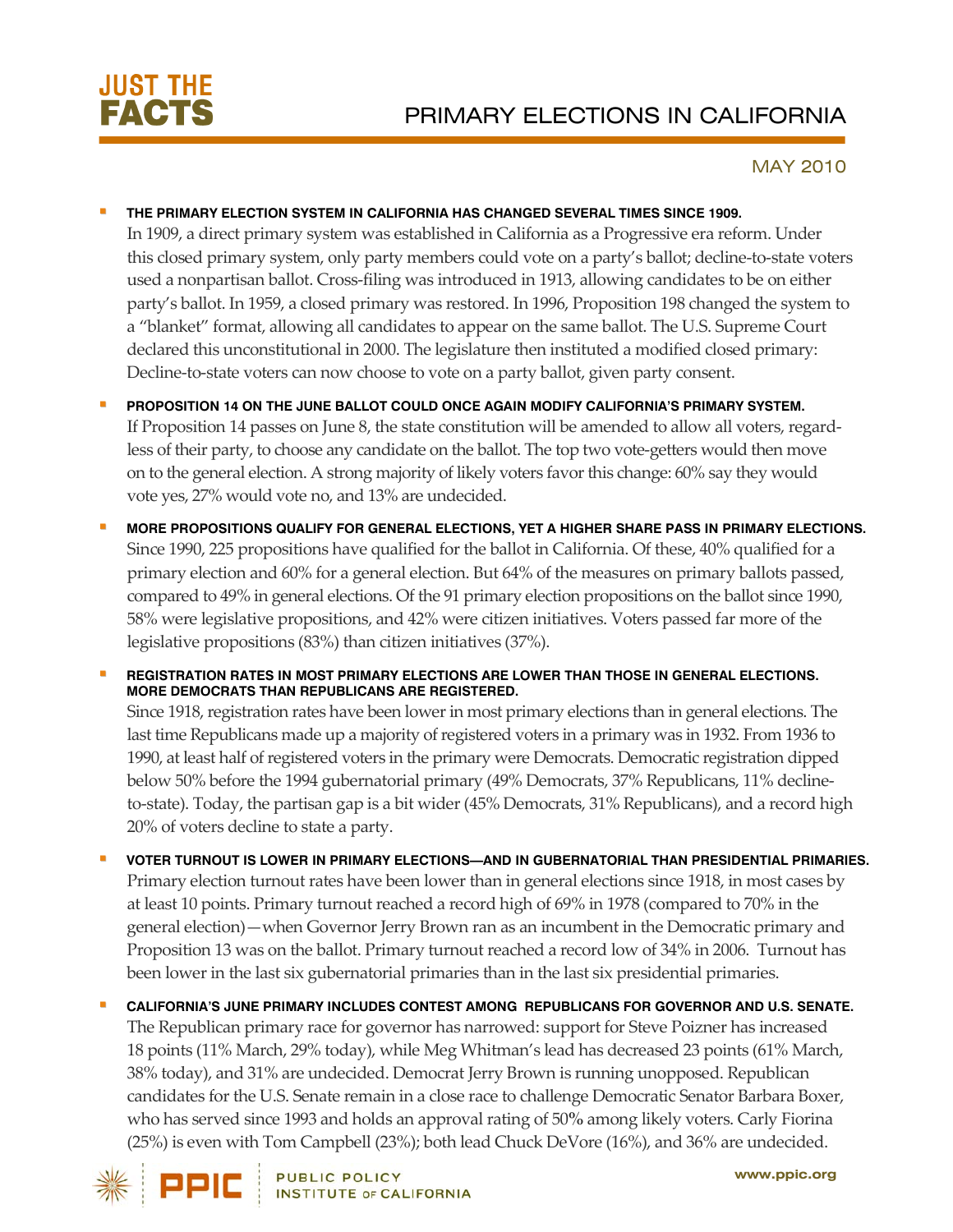# JUST THE FACTS

# PRIMARY ELECTIONS IN CALIFORNIA

MAY 2010

- **THE PRIMARY ELECTION SYSTEM IN CALIFORNIA HAS CHANGED SEVERAL TIMES SINCE 1909.**
  In 1909, a direct primary system was established in California as a Progressive era reform. Under this closed primary system, only party members could vote on a party's ballot; decline-to-state voters used a nonpartisan ballot. Cross-filing was introduced in 1913, allowing candidates to be on either party's ballot. In 1959, a closed primary was restored. In 1996, Proposition 198 changed the system to a "blanket" format, allowing all candidates to appear on the same ballot. The U.S. Supreme Court declared this unconstitutional in 2000. The legislature then instituted a modified closed primary: Decline-to-state voters can now choose to vote on a party ballot, given party consent.

- **PROPOSITION 14 ON THE JUNE BALLOT COULD ONCE AGAIN MODIFY CALIFORNIA'S PRIMARY SYSTEM.**
  If Proposition 14 passes on June 8, the state constitution will be amended to allow all voters, regardless of their party, to choose any candidate on the ballot. The top two vote-getters would then move on to the general election. A strong majority of likely voters favor this change: 60% say they would vote yes, 27% would vote no, and 13% are undecided.

- **MORE PROPOSITIONS QUALIFY FOR GENERAL ELECTIONS, YET A HIGHER SHARE PASS IN PRIMARY ELECTIONS.**
  Since 1990, 225 propositions have qualified for the ballot in California. Of these, 40% qualified for a primary election and 60% for a general election. But 64% of the measures on primary ballots passed, compared to 49% in general elections. Of the 91 primary election propositions on the ballot since 1990, 58% were legislative propositions, and 42% were citizen initiatives. Voters passed far more of the legislative propositions (83%) than citizen initiatives (37%).

- **REGISTRATION RATES IN MOST PRIMARY ELECTIONS ARE LOWER THAN THOSE IN GENERAL ELECTIONS. MORE DEMOCRATS THAN REPUBLICANS ARE REGISTERED.**
  Since 1918, registration rates have been lower in most primary elections than in general elections. The last time Republicans made up a majority of registered voters in a primary was in 1932. From 1936 to 1990, at least half of registered voters in the primary were Democrats. Democratic registration dipped below 50% before the 1994 gubernatorial primary (49% Democrats, 37% Republicans, 11% decline-to-state). Today, the partisan gap is a bit wider (45% Democrats, 31% Republicans), and a record high 20% of voters decline to state a party.

- **VOTER TURNOUT IS LOWER IN PRIMARY ELECTIONS—AND IN GUBERNATORIAL THAN PRESIDENTIAL PRIMARIES.**
  Primary election turnout rates have been lower than in general elections since 1918, in most cases by at least 10 points. Primary turnout reached a record high of 69% in 1978 (compared to 70% in the general election)—when Governor Jerry Brown ran as an incumbent in the Democratic primary and Proposition 13 was on the ballot. Primary turnout reached a record low of 34% in 2006. Turnout has been lower in the last six gubernatorial primaries than in the last six presidential primaries.

- **CALIFORNIA'S JUNE PRIMARY INCLUDES CONTEST AMONG REPUBLICANS FOR GOVERNOR AND U.S. SENATE.**
  The Republican primary race for governor has narrowed: support for Steve Poizner has increased 18 points (11% March, 29% today), while Meg Whitman's lead has decreased 23 points (61% March, 38% today), and 31% are undecided. Democrat Jerry Brown is running unopposed. Republican candidates for the U.S. Senate remain in a close race to challenge Democratic Senator Barbara Boxer, who has served since 1993 and holds an approval rating of 50% among likely voters. Carly Fiorina (25%) is even with Tom Campbell (23%); both lead Chuck DeVore (16%), and 36% are undecided.

PPIC PUBLIC POLICY INSTITUTE OF CALIFORNIA www.ppic.org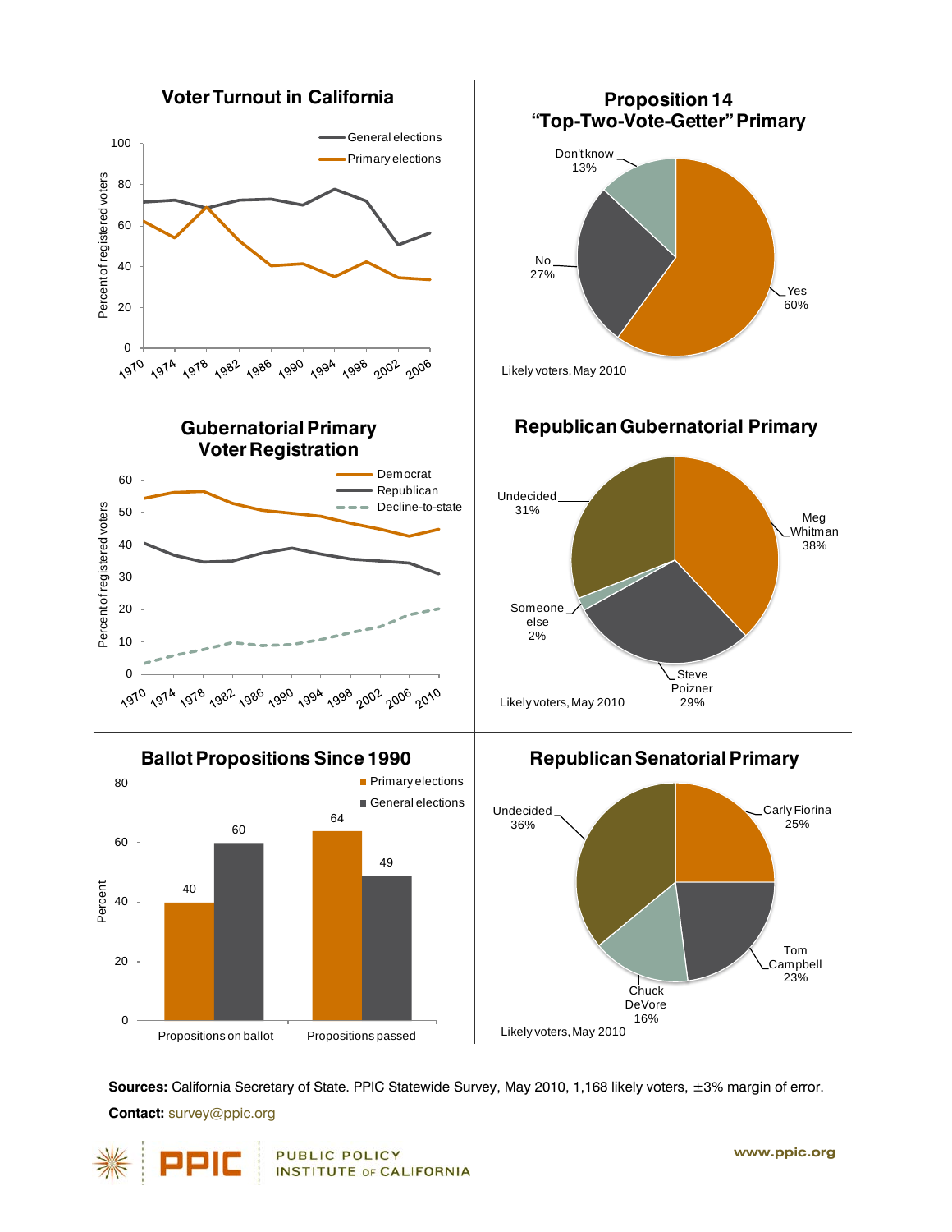## Voter Turnout in California

General elections
Primary elections

Percent of registered voters

100
80
60
40
20
0

1970 1974 1978 1982 1986 1990 1994 1998 2002 2006

## Proposition 14 "Top-Two-Vote-Getter" Primary

Don't know 13%
No 27%
Yes 60%

Likely voters, May 2010

## Gubernatorial Primary Voter Registration

Democrat
Republican
Decline-to-state

Percent of registered voters

60
50
40
30
20
10
0

1970 1974 1978 1982 1986 1990 1994 1998 2002 2006 2010

## Republican Gubernatorial Primary

Undecided 31%
Meg Whitman 38%
Someone else 2%
Steve Poizner 29%

Likely voters, May 2010

## Ballot Propositions Since 1990

Primary elections
General elections

Percent

80
60
40
20
0

40
60
64
49

Propositions on ballot
Propositions passed

## Republican Senatorial Primary

Undecided 36%
Carly Fiorina 25%
Tom Campbell 23%
Chuck DeVore 16%

Likely voters, May 2010

**Sources:** California Secretary of State. PPIC Statewide Survey, May 2010, 1,168 likely voters, ±3% margin of error.

**Contact:** survey@ppic.org

PPIC PUBLIC POLICY INSTITUTE OF CALIFORNIA

www.ppic.org